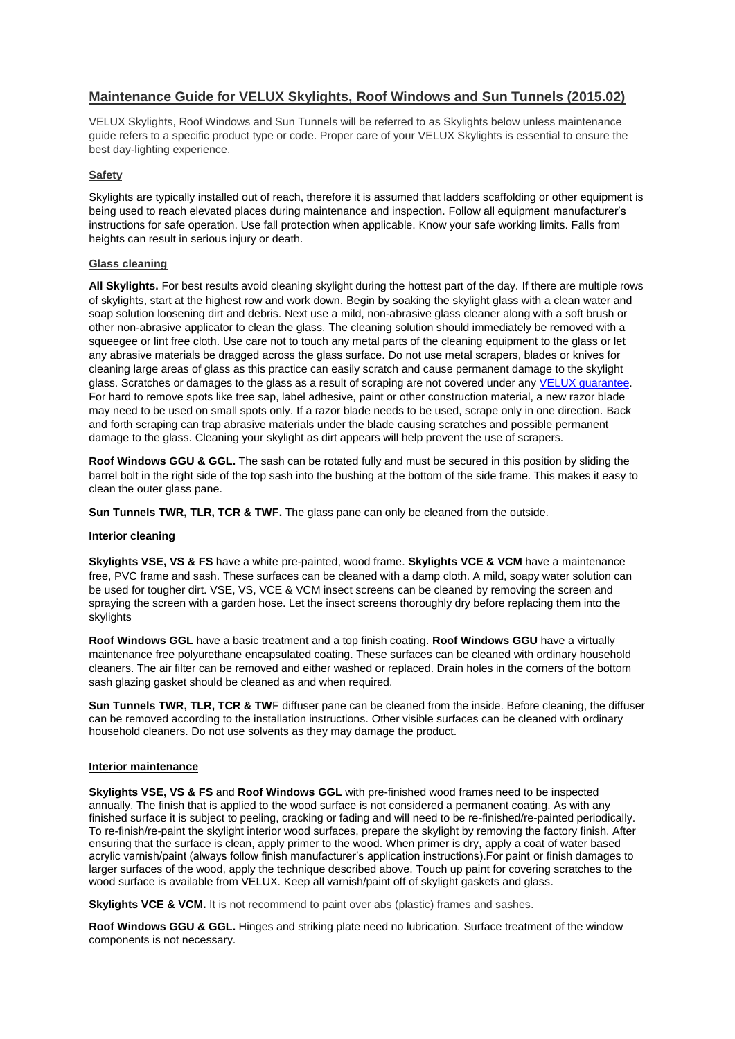# Maintenance Guide for VELUX Skylights, Roof Windows and Sun Tunnels (2015.02)

VELUX Skylights, Roof Windows and Sun Tunnels will be referred to as Skylights below unless maintenance guide refers to a specific product type or code. Proper care of your VELUX Skylights is essential to ensure the best day-lighting experience.

## Safety

Skylights are typically installed out of reach, therefore it is assumed that ladders scaffolding or other equipment is being used to reach elevated places during maintenance and inspection. Follow all equipment manufacturer's instructions for safe operation. Use fall protection when applicable. Know your safe working limits. Falls from heights can result in serious injury or death.

## Glass cleaning

**All Skylights.** For best results avoid cleaning skylight during the hottest part of the day. If there are multiple rows of skylights, start at the highest row and work down. Begin by soaking the skylight glass with a clean water and soap solution loosening dirt and debris. Next use a mild, non-abrasive glass cleaner along with a soft brush or other non-abrasive applicator to clean the glass. The cleaning solution should immediately be removed with a squeegee or lint free cloth. Use care not to touch any metal parts of the cleaning equipment to the glass or let any abrasive materials be dragged across the glass surface. Do not use metal scrapers, blades or knives for cleaning large areas of glass as this practice can easily scratch and cause permanent damage to the skylight glass. Scratches or damages to the glass as a result of scraping are not covered under any VELUX guarantee. For hard to remove spots like tree sap, label adhesive, paint or other construction material, a new razor blade may need to be used on small spots only. If a razor blade needs to be used, scrape only in one direction. Back and forth scraping can trap abrasive materials under the blade causing scratches and possible permanent damage to the glass. Cleaning your skylight as dirt appears will help prevent the use of scrapers.

**Roof Windows GGU & GGL.** The sash can be rotated fully and must be secured in this position by sliding the barrel bolt in the right side of the top sash into the bushing at the bottom of the side frame. This makes it easy to clean the outer glass pane.

**Sun Tunnels TWR, TLR, TCR & TWF.** The glass pane can only be cleaned from the outside.

## Interior cleaning

**Skylights VSE, VS & FS** have a white pre-painted, wood frame. **Skylights VCE & VCM** have a maintenance free, PVC frame and sash. These surfaces can be cleaned with a damp cloth. A mild, soapy water solution can be used for tougher dirt. VSE, VS, VCE & VCM insect screens can be cleaned by removing the screen and spraying the screen with a garden hose. Let the insect screens thoroughly dry before replacing them into the skylights

**Roof Windows GGL** have a basic treatment and a top finish coating. **Roof Windows GGU** have a virtually maintenance free polyurethane encapsulated coating. These surfaces can be cleaned with ordinary household cleaners. The air filter can be removed and either washed or replaced. Drain holes in the corners of the bottom sash glazing gasket should be cleaned as and when required.

**Sun Tunnels TWR, TLR, TCR & TW**F diffuser pane can be cleaned from the inside. Before cleaning, the diffuser can be removed according to the installation instructions. Other visible surfaces can be cleaned with ordinary household cleaners. Do not use solvents as they may damage the product.

## Interior maintenance

**Skylights VSE, VS & FS** and **Roof Windows GGL** with pre-finished wood frames need to be inspected annually. The finish that is applied to the wood surface is not considered a permanent coating. As with any finished surface it is subject to peeling, cracking or fading and will need to be re-finished/re-painted periodically. To re-finish/re-paint the skylight interior wood surfaces, prepare the skylight by removing the factory finish. After ensuring that the surface is clean, apply primer to the wood. When primer is dry, apply a coat of water based acrylic varnish/paint (always follow finish manufacturer's application instructions).For paint or finish damages to larger surfaces of the wood, apply the technique described above. Touch up paint for covering scratches to the wood surface is available from VELUX. Keep all varnish/paint off of skylight gaskets and glass.

**Skylights VCE & VCM.** It is not recommend to paint over abs (plastic) frames and sashes.

**Roof Windows GGU & GGL.** Hinges and striking plate need no lubrication. Surface treatment of the window components is not necessary.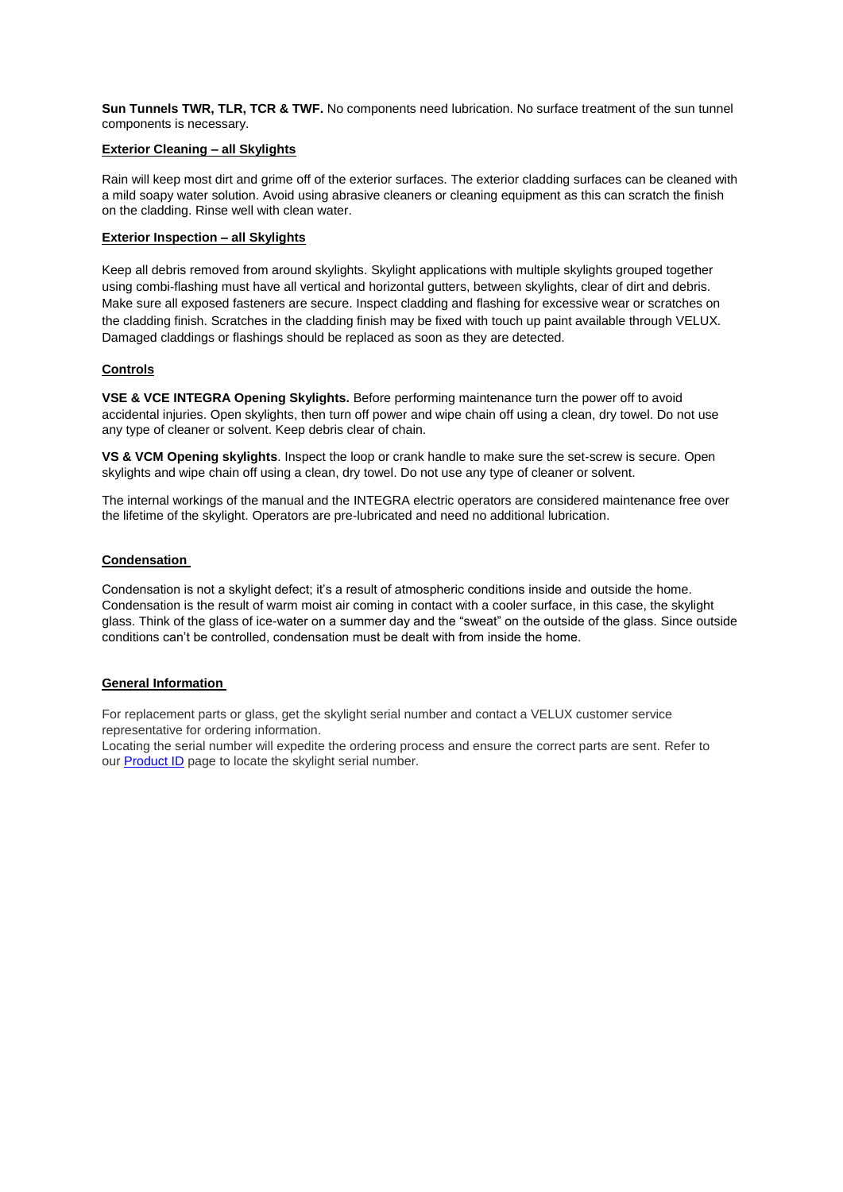**Sun Tunnels TWR, TLR, TCR & TWF.** No components need lubrication. No surface treatment of the sun tunnel components is necessary.

## Exterior Cleaning – all Skylights

Rain will keep most dirt and grime off of the exterior surfaces. The exterior cladding surfaces can be cleaned with a mild soapy water solution. Avoid using abrasive cleaners or cleaning equipment as this can scratch the finish on the cladding. Rinse well with clean water.

## Exterior Inspection – all Skylights

Keep all debris removed from around skylights. Skylight applications with multiple skylights grouped together using combi-flashing must have all vertical and horizontal gutters, between skylights, clear of dirt and debris. Make sure all exposed fasteners are secure. Inspect cladding and flashing for excessive wear or scratches on the cladding finish. Scratches in the cladding finish may be fixed with touch up paint available through VELUX. Damaged claddings or flashings should be replaced as soon as they are detected.

## Controls

**VSE & VCE INTEGRA Opening Skylights.** Before performing maintenance turn the power off to avoid accidental injuries. Open skylights, then turn off power and wipe chain off using a clean, dry towel. Do not use any type of cleaner or solvent. Keep debris clear of chain.

**VS & VCM Opening skylights**. Inspect the loop or crank handle to make sure the set-screw is secure. Open skylights and wipe chain off using a clean, dry towel. Do not use any type of cleaner or solvent.

The internal workings of the manual and the INTEGRA electric operators are considered maintenance free over the lifetime of the skylight. Operators are pre-lubricated and need no additional lubrication.

## Condensation

Condensation is not a skylight defect; it's a result of atmospheric conditions inside and outside the home. Condensation is the result of warm moist air coming in contact with a cooler surface, in this case, the skylight glass. Think of the glass of ice-water on a summer day and the "sweat" on the outside of the glass. Since outside conditions can't be controlled, condensation must be dealt with from inside the home.

## General Information

For replacement parts or glass, get the skylight serial number and contact a VELUX customer service representative for ordering information.
Locating the serial number will expedite the ordering process and ensure the correct parts are sent. Refer to our Product ID page to locate the skylight serial number.